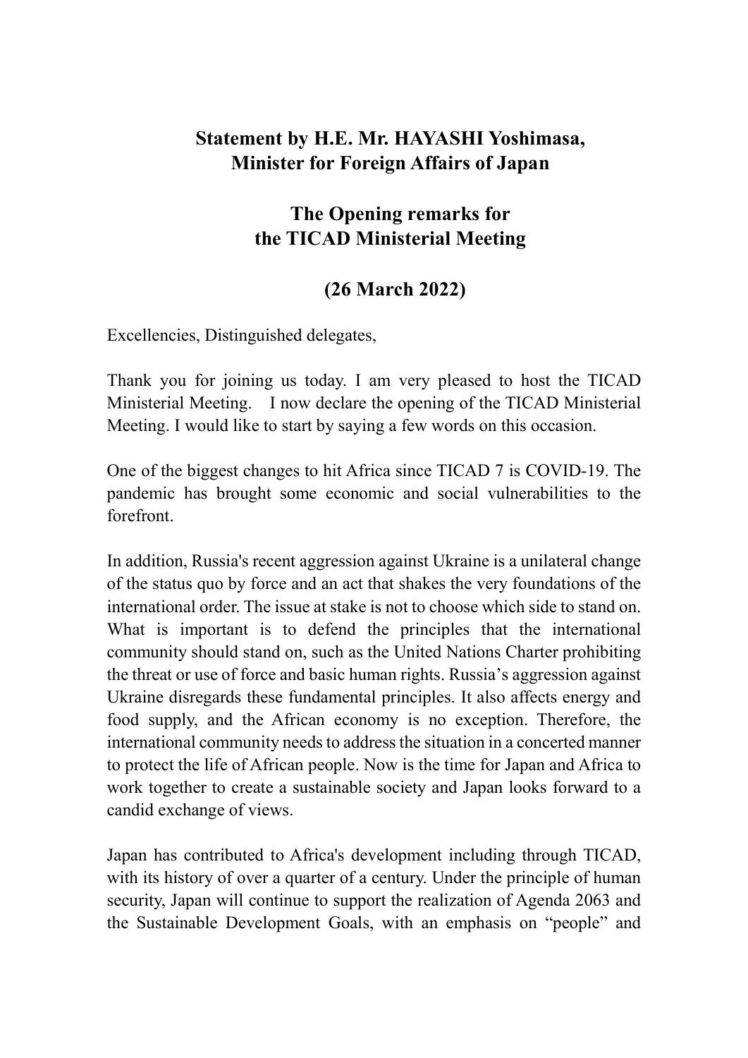**Statement by H.E. Mr. HAYASHI Yoshimasa, Minister for Foreign Affairs of Japan**

**The Opening remarks for the TICAD Ministerial Meeting**

**(26 March 2022)**

Excellencies, Distinguished delegates,

Thank you for joining us today. I am very pleased to host the TICAD Ministerial Meeting. I now declare the opening of the TICAD Ministerial Meeting. I would like to start by saying a few words on this occasion.

One of the biggest changes to hit Africa since TICAD 7 is COVID-19. The pandemic has brought some economic and social vulnerabilities to the forefront.

In addition, Russia's recent aggression against Ukraine is a unilateral change of the status quo by force and an act that shakes the very foundations of the international order. The issue at stake is not to choose which side to stand on. What is important is to defend the principles that the international community should stand on, such as the United Nations Charter prohibiting the threat or use of force and basic human rights. Russia's aggression against Ukraine disregards these fundamental principles. It also affects energy and food supply, and the African economy is no exception. Therefore, the international community needs to address the situation in a concerted manner to protect the life of African people. Now is the time for Japan and Africa to work together to create a sustainable society and Japan looks forward to a candid exchange of views.

Japan has contributed to Africa's development including through TICAD, with its history of over a quarter of a century. Under the principle of human security, Japan will continue to support the realization of Agenda 2063 and the Sustainable Development Goals, with an emphasis on "people" and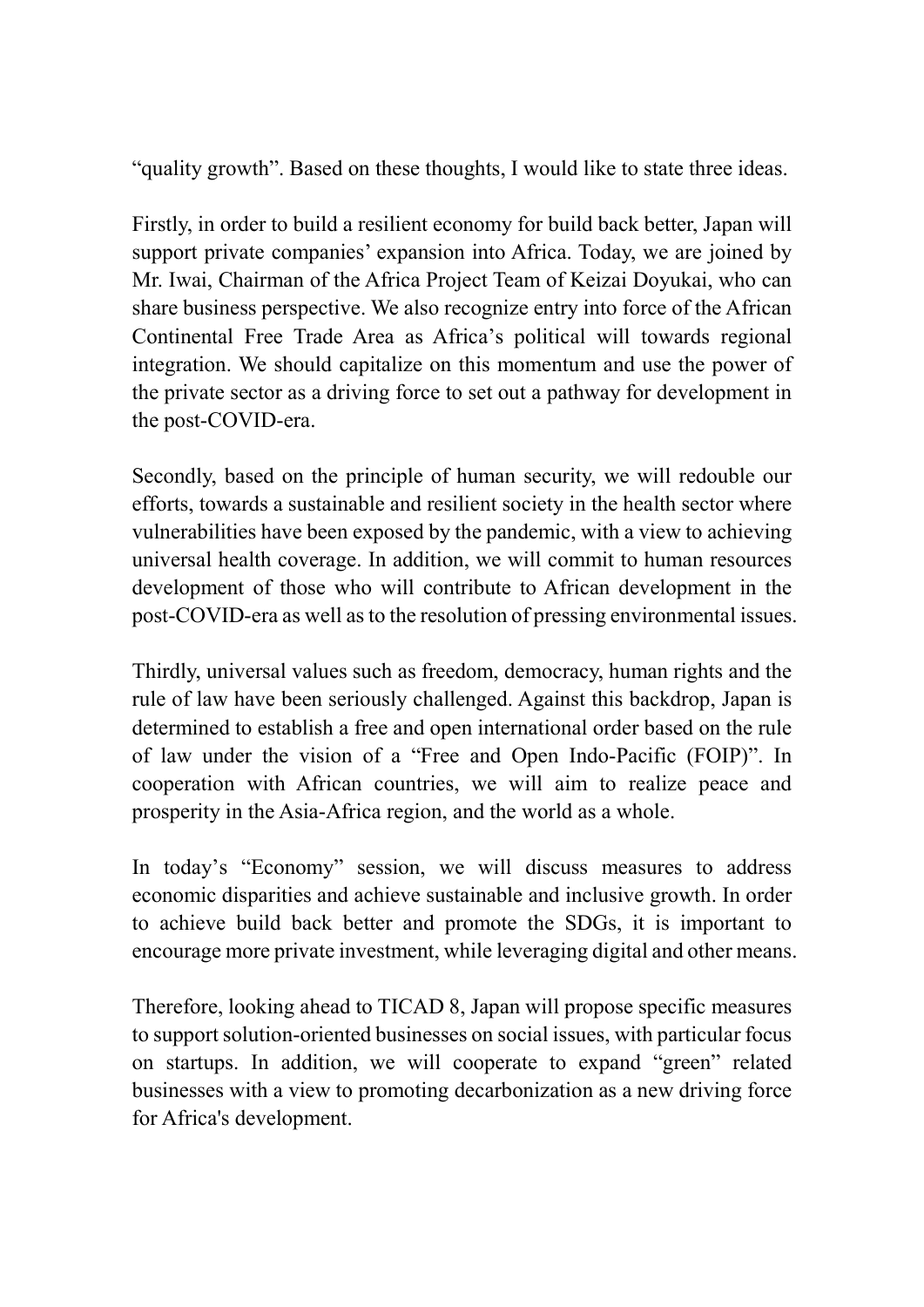"quality growth". Based on these thoughts, I would like to state three ideas.

Firstly, in order to build a resilient economy for build back better, Japan will support private companies' expansion into Africa. Today, we are joined by Mr. Iwai, Chairman of the Africa Project Team of Keizai Doyukai, who can share business perspective. We also recognize entry into force of the African Continental Free Trade Area as Africa's political will towards regional integration. We should capitalize on this momentum and use the power of the private sector as a driving force to set out a pathway for development in the post-COVID-era.

Secondly, based on the principle of human security, we will redouble our efforts, towards a sustainable and resilient society in the health sector where vulnerabilities have been exposed by the pandemic, with a view to achieving universal health coverage. In addition, we will commit to human resources development of those who will contribute to African development in the post-COVID-era as well as to the resolution of pressing environmental issues.

Thirdly, universal values such as freedom, democracy, human rights and the rule of law have been seriously challenged. Against this backdrop, Japan is determined to establish a free and open international order based on the rule of law under the vision of a "Free and Open Indo-Pacific (FOIP)". In cooperation with African countries, we will aim to realize peace and prosperity in the Asia-Africa region, and the world as a whole.

In today's "Economy" session, we will discuss measures to address economic disparities and achieve sustainable and inclusive growth. In order to achieve build back better and promote the SDGs, it is important to encourage more private investment, while leveraging digital and other means.

Therefore, looking ahead to TICAD 8, Japan will propose specific measures to support solution-oriented businesses on social issues, with particular focus on startups. In addition, we will cooperate to expand "green" related businesses with a view to promoting decarbonization as a new driving force for Africa's development.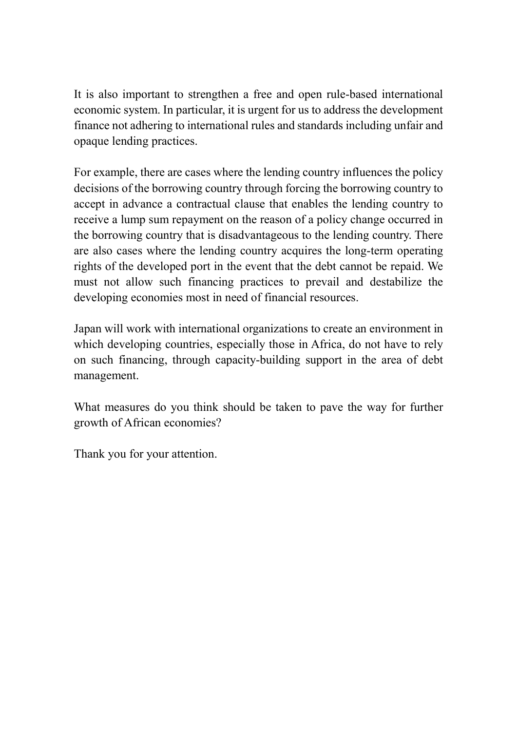It is also important to strengthen a free and open rule-based international economic system. In particular, it is urgent for us to address the development finance not adhering to international rules and standards including unfair and opaque lending practices.

For example, there are cases where the lending country influences the policy decisions of the borrowing country through forcing the borrowing country to accept in advance a contractual clause that enables the lending country to receive a lump sum repayment on the reason of a policy change occurred in the borrowing country that is disadvantageous to the lending country. There are also cases where the lending country acquires the long-term operating rights of the developed port in the event that the debt cannot be repaid. We must not allow such financing practices to prevail and destabilize the developing economies most in need of financial resources.

Japan will work with international organizations to create an environment in which developing countries, especially those in Africa, do not have to rely on such financing, through capacity-building support in the area of debt management.

What measures do you think should be taken to pave the way for further growth of African economies?

Thank you for your attention.